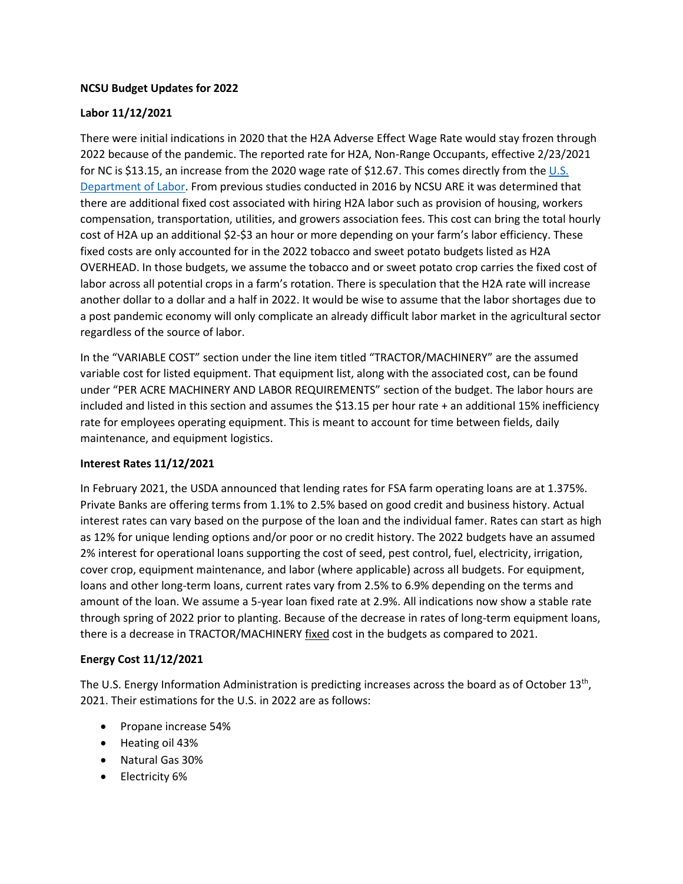**NCSU Budget Updates for 2022**

**Labor 11/12/2021**

There were initial indications in 2020 that the H2A Adverse Effect Wage Rate would stay frozen through 2022 because of the pandemic. The reported rate for H2A, Non-Range Occupants, effective 2/23/2021 for NC is $13.15, an increase from the 2020 wage rate of $12.67. This comes directly from the U.S. Department of Labor. From previous studies conducted in 2016 by NCSU ARE it was determined that there are additional fixed cost associated with hiring H2A labor such as provision of housing, workers compensation, transportation, utilities, and growers association fees. This cost can bring the total hourly cost of H2A up an additional $2-$3 an hour or more depending on your farm's labor efficiency. These fixed costs are only accounted for in the 2022 tobacco and sweet potato budgets listed as H2A OVERHEAD. In those budgets, we assume the tobacco and or sweet potato crop carries the fixed cost of labor across all potential crops in a farm's rotation. There is speculation that the H2A rate will increase another dollar to a dollar and a half in 2022. It would be wise to assume that the labor shortages due to a post pandemic economy will only complicate an already difficult labor market in the agricultural sector regardless of the source of labor.

In the "VARIABLE COST" section under the line item titled "TRACTOR/MACHINERY" are the assumed variable cost for listed equipment. That equipment list, along with the associated cost, can be found under "PER ACRE MACHINERY AND LABOR REQUIREMENTS" section of the budget. The labor hours are included and listed in this section and assumes the $13.15 per hour rate + an additional 15% inefficiency rate for employees operating equipment. This is meant to account for time between fields, daily maintenance, and equipment logistics.

**Interest Rates 11/12/2021**

In February 2021, the USDA announced that lending rates for FSA farm operating loans are at 1.375%. Private Banks are offering terms from 1.1% to 2.5% based on good credit and business history. Actual interest rates can vary based on the purpose of the loan and the individual famer. Rates can start as high as 12% for unique lending options and/or poor or no credit history. The 2022 budgets have an assumed 2% interest for operational loans supporting the cost of seed, pest control, fuel, electricity, irrigation, cover crop, equipment maintenance, and labor (where applicable) across all budgets. For equipment, loans and other long-term loans, current rates vary from 2.5% to 6.9% depending on the terms and amount of the loan. We assume a 5-year loan fixed rate at 2.9%. All indications now show a stable rate through spring of 2022 prior to planting. Because of the decrease in rates of long-term equipment loans, there is a decrease in TRACTOR/MACHINERY fixed cost in the budgets as compared to 2021.

**Energy Cost 11/12/2021**

The U.S. Energy Information Administration is predicting increases across the board as of October 13th, 2021. Their estimations for the U.S. in 2022 are as follows:

- Propane increase 54%
- Heating oil 43%
- Natural Gas 30%
- Electricity 6%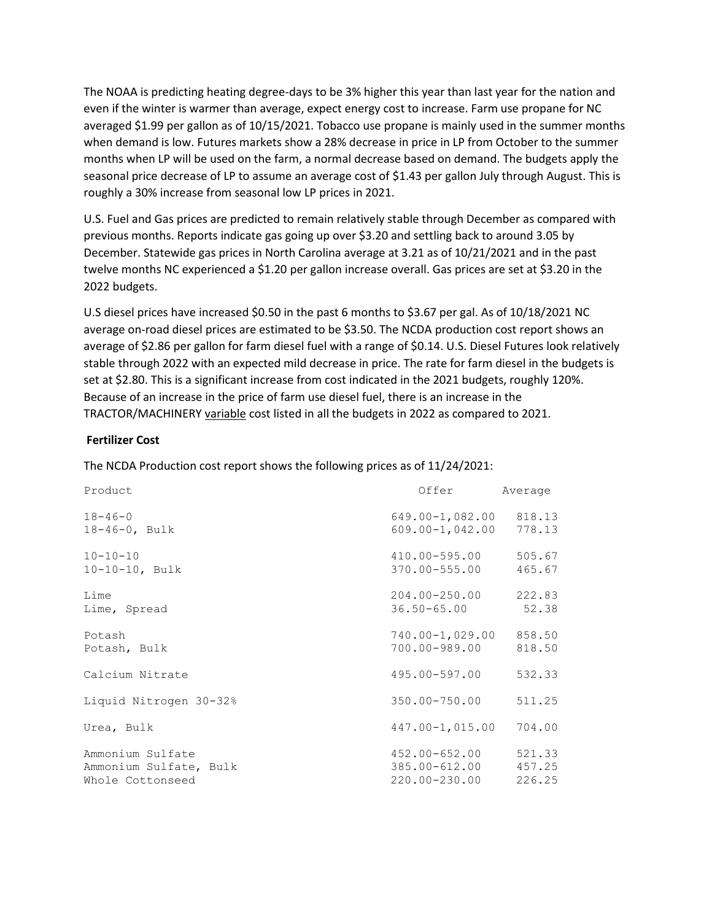The NOAA is predicting heating degree-days to be 3% higher this year than last year for the nation and even if the winter is warmer than average, expect energy cost to increase. Farm use propane for NC averaged $1.99 per gallon as of 10/15/2021. Tobacco use propane is mainly used in the summer months when demand is low. Futures markets show a 28% decrease in price in LP from October to the summer months when LP will be used on the farm, a normal decrease based on demand. The budgets apply the seasonal price decrease of LP to assume an average cost of $1.43 per gallon July through August. This is roughly a 30% increase from seasonal low LP prices in 2021.

U.S. Fuel and Gas prices are predicted to remain relatively stable through December as compared with previous months. Reports indicate gas going up over $3.20 and settling back to around 3.05 by December. Statewide gas prices in North Carolina average at 3.21 as of 10/21/2021 and in the past twelve months NC experienced a $1.20 per gallon increase overall. Gas prices are set at $3.20 in the 2022 budgets.

U.S diesel prices have increased $0.50 in the past 6 months to $3.67 per gal. As of 10/18/2021 NC average on-road diesel prices are estimated to be $3.50. The NCDA production cost report shows an average of $2.86 per gallon for farm diesel fuel with a range of $0.14. U.S. Diesel Futures look relatively stable through 2022 with an expected mild decrease in price. The rate for farm diesel in the budgets is set at $2.80. This is a significant increase from cost indicated in the 2021 budgets, roughly 120%. Because of an increase in the price of farm use diesel fuel, there is an increase in the TRACTOR/MACHINERY variable cost listed in all the budgets in 2022 as compared to 2021.

**Fertilizer Cost**

The NCDA Production cost report shows the following prices as of 11/24/2021:

| Product | Offer | Average |
|---|---|---|
| 18-46-0 | 649.00-1,082.00 | 818.13 |
| 18-46-0, Bulk | 609.00-1,042.00 | 778.13 |
| 10-10-10 | 410.00-595.00 | 505.67 |
| 10-10-10, Bulk | 370.00-555.00 | 465.67 |
| Lime | 204.00-250.00 | 222.83 |
| Lime, Spread | 36.50-65.00 | 52.38 |
| Potash | 740.00-1,029.00 | 858.50 |
| Potash, Bulk | 700.00-989.00 | 818.50 |
| Calcium Nitrate | 495.00-597.00 | 532.33 |
| Liquid Nitrogen 30-32% | 350.00-750.00 | 511.25 |
| Urea, Bulk | 447.00-1,015.00 | 704.00 |
| Ammonium Sulfate | 452.00-652.00 | 521.33 |
| Ammonium Sulfate, Bulk | 385.00-612.00 | 457.25 |
| Whole Cottonseed | 220.00-230.00 | 226.25 |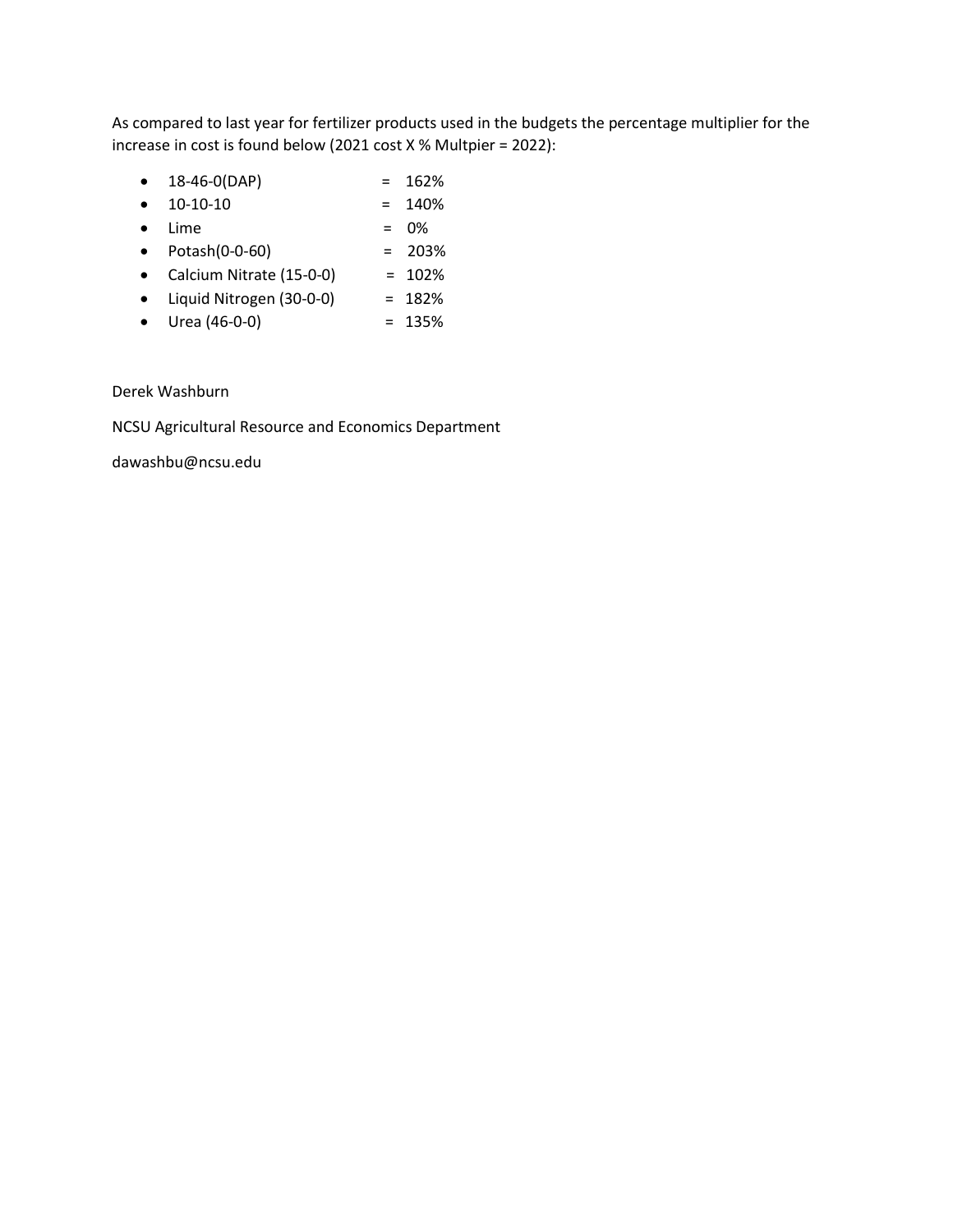As compared to last year for fertilizer products used in the budgets the percentage multiplier for the increase in cost is found below (2021 cost X % Multpier = 2022):

- 18-46-0(DAP) = 162%
- 10-10-10 = 140%
- Lime = 0%
- Potash(0-0-60) = 203%
- Calcium Nitrate (15-0-0) = 102%
- Liquid Nitrogen (30-0-0) = 182%
- Urea (46-0-0) = 135%

Derek Washburn

NCSU Agricultural Resource and Economics Department

dawashbu@ncsu.edu